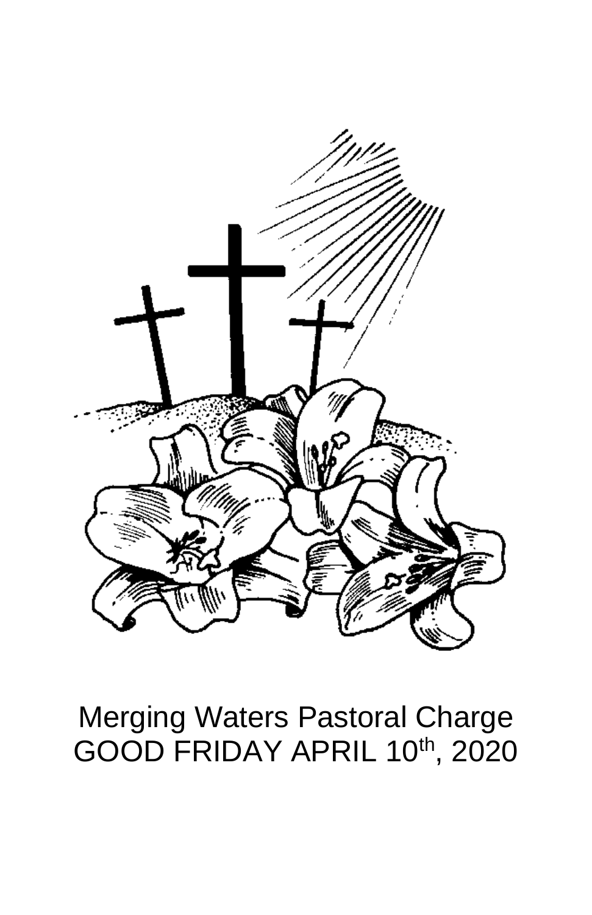Merging Waters Pastoral Charge

GOOD FRIDAY APRIL 10th, 2020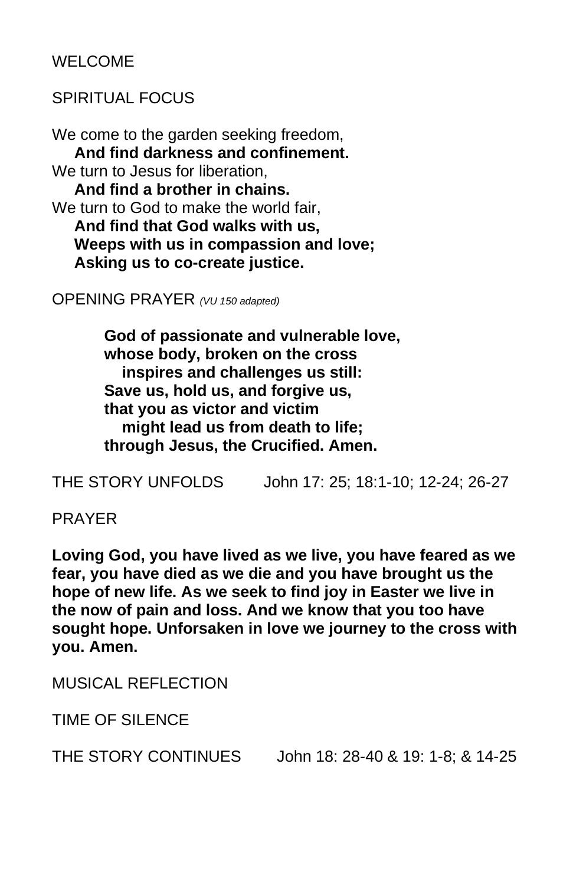WELCOME

SPIRITUAL FOCUS

We come to the garden seeking freedom,
**And find darkness and confinement.**
We turn to Jesus for liberation,
**And find a brother in chains.**
We turn to God to make the world fair,
**And find that God walks with us,**
**Weeps with us in compassion and love;**
**Asking us to co-create justice.**

OPENING PRAYER *(VU 150 adapted)*

**God of passionate and vulnerable love,**
**whose body, broken on the cross**
**inspires and challenges us still:**
**Save us, hold us, and forgive us,**
**that you as victor and victim**
**might lead us from death to life;**
**through Jesus, the Crucified. Amen.**

THE STORY UNFOLDS John 17: 25; 18:1-10; 12-24; 26-27

PRAYER

**Loving God, you have lived as we live, you have feared as we fear, you have died as we die and you have brought us the hope of new life. As we seek to find joy in Easter we live in the now of pain and loss. And we know that you too have sought hope. Unforsaken in love we journey to the cross with you. Amen.**

MUSICAL REFLECTION

TIME OF SILENCE

THE STORY CONTINUES John 18: 28-40 & 19: 1-8; & 14-25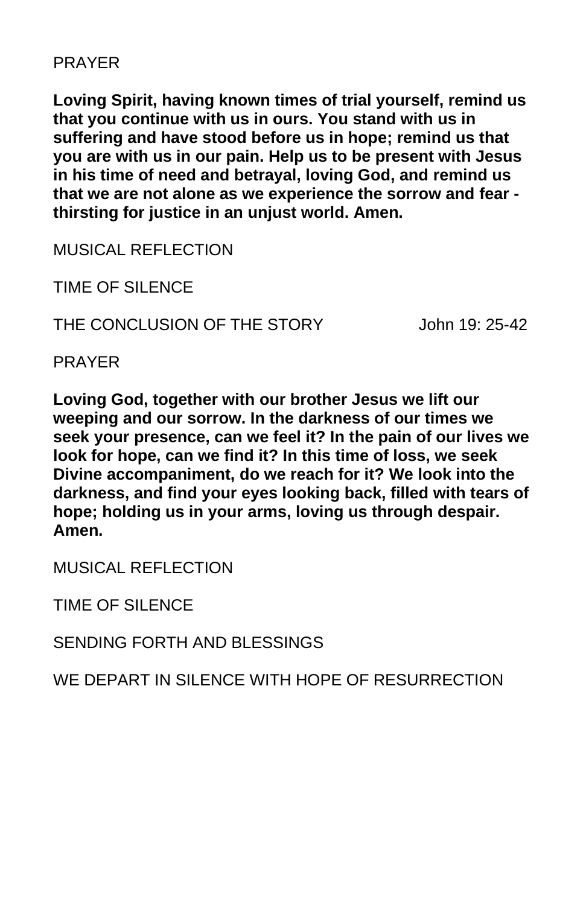PRAYER

**Loving Spirit, having known times of trial yourself, remind us that you continue with us in ours. You stand with us in suffering and have stood before us in hope; remind us that you are with us in our pain. Help us to be present with Jesus in his time of need and betrayal, loving God, and remind us that we are not alone as we experience the sorrow and fear - thirsting for justice in an unjust world. Amen.**

MUSICAL REFLECTION

TIME OF SILENCE

THE CONCLUSION OF THE STORY John 19: 25-42

PRAYER

**Loving God, together with our brother Jesus we lift our weeping and our sorrow. In the darkness of our times we seek your presence, can we feel it? In the pain of our lives we look for hope, can we find it? In this time of loss, we seek Divine accompaniment, do we reach for it? We look into the darkness, and find your eyes looking back, filled with tears of hope; holding us in your arms, loving us through despair. Amen.**

MUSICAL REFLECTION

TIME OF SILENCE

SENDING FORTH AND BLESSINGS

WE DEPART IN SILENCE WITH HOPE OF RESURRECTION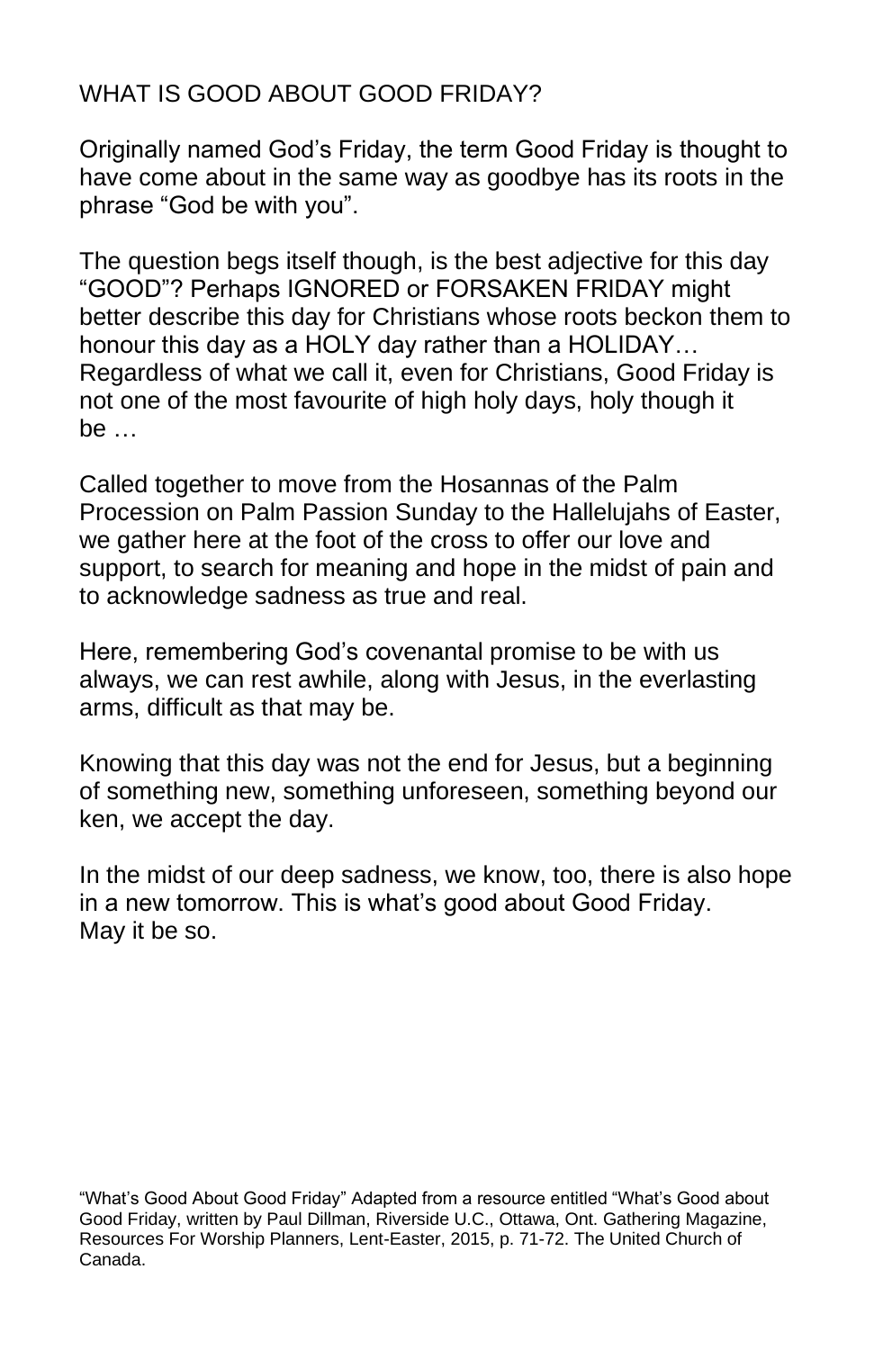# WHAT IS GOOD ABOUT GOOD FRIDAY?

Originally named God's Friday, the term Good Friday is thought to have come about in the same way as goodbye has its roots in the phrase "God be with you".

The question begs itself though, is the best adjective for this day "GOOD"? Perhaps IGNORED or FORSAKEN FRIDAY might better describe this day for Christians whose roots beckon them to honour this day as a HOLY day rather than a HOLIDAY… Regardless of what we call it, even for Christians, Good Friday is not one of the most favourite of high holy days, holy though it be …

Called together to move from the Hosannas of the Palm Procession on Palm Passion Sunday to the Hallelujahs of Easter, we gather here at the foot of the cross to offer our love and support, to search for meaning and hope in the midst of pain and to acknowledge sadness as true and real.

Here, remembering God's covenantal promise to be with us always, we can rest awhile, along with Jesus, in the everlasting arms, difficult as that may be.

Knowing that this day was not the end for Jesus, but a beginning of something new, something unforeseen, something beyond our ken, we accept the day.

In the midst of our deep sadness, we know, too, there is also hope in a new tomorrow. This is what's good about Good Friday.
May it be so.

"What's Good About Good Friday" Adapted from a resource entitled "What's Good about Good Friday, written by Paul Dillman, Riverside U.C., Ottawa, Ont. Gathering Magazine, Resources For Worship Planners, Lent-Easter, 2015, p. 71-72. The United Church of Canada.